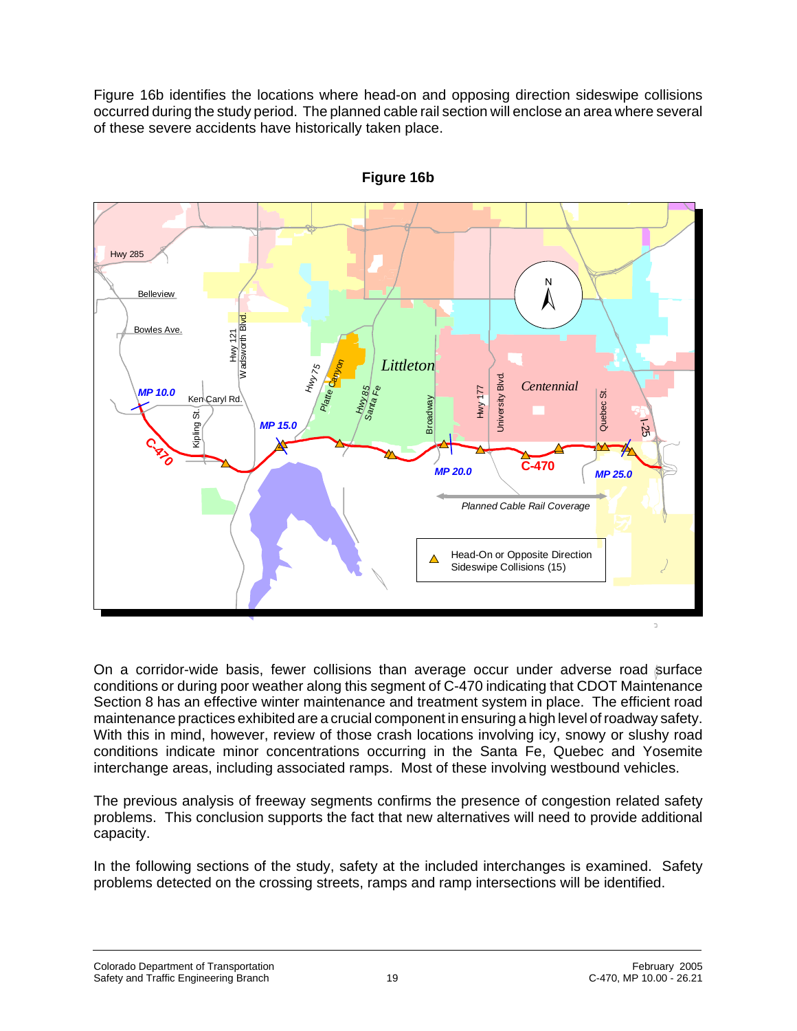Figure 16b identifies the locations where head-on and opposing direction sideswipe collisions occurred during the study period. The planned cable rail section will enclose an area where several of these severe accidents have historically taken place.

**Figure 16b**

On a corridor-wide basis, fewer collisions than average occur under adverse road surface conditions or during poor weather along this segment of C-470 indicating that CDOT Maintenance Section 8 has an effective winter maintenance and treatment system in place. The efficient road maintenance practices exhibited are a crucial component in ensuring a high level of roadway safety. With this in mind, however, review of those crash locations involving icy, snowy or slushy road conditions indicate minor concentrations occurring in the Santa Fe, Quebec and Yosemite interchange areas, including associated ramps. Most of these involving westbound vehicles.

The previous analysis of freeway segments confirms the presence of congestion related safety problems. This conclusion supports the fact that new alternatives will need to provide additional capacity.

In the following sections of the study, safety at the included interchanges is examined. Safety problems detected on the crossing streets, ramps and ramp intersections will be identified.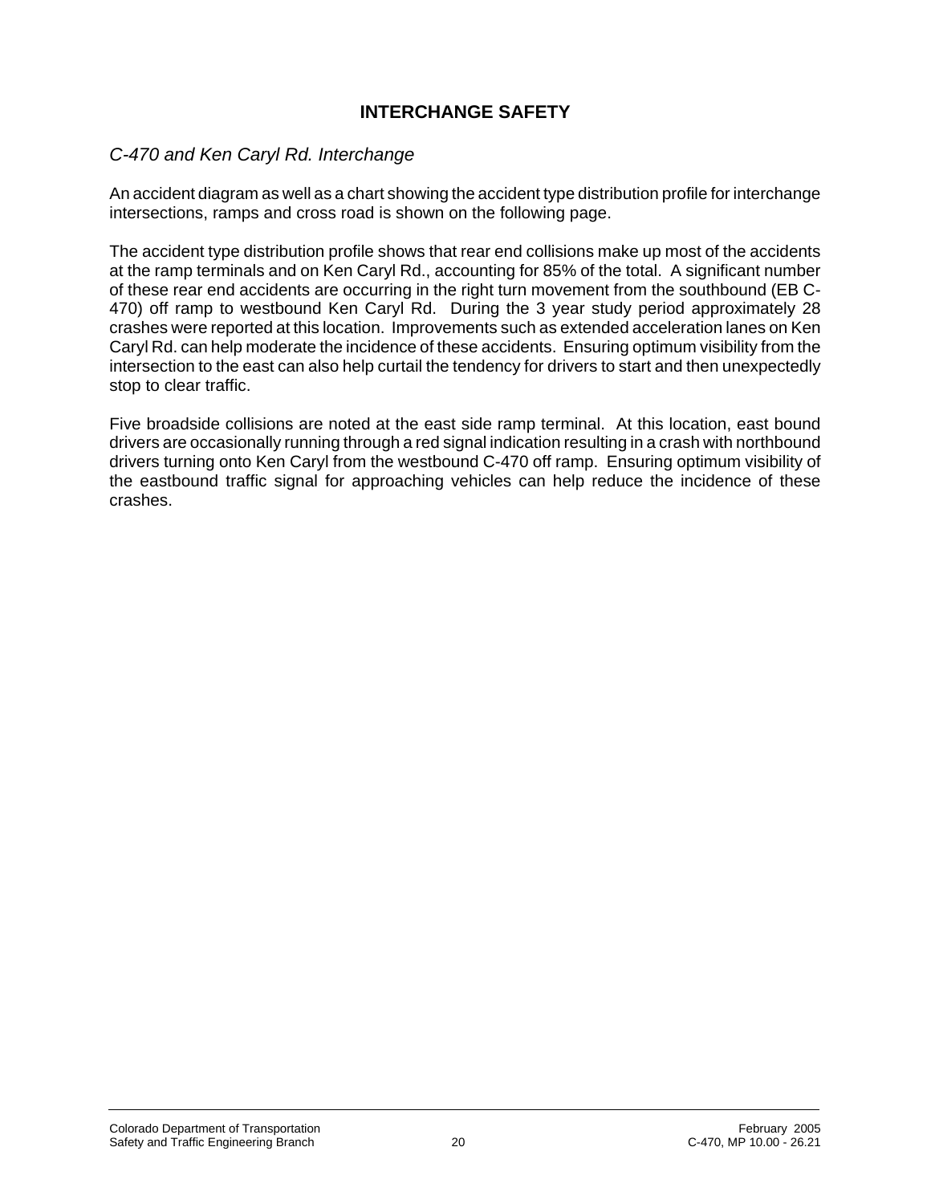# INTERCHANGE SAFETY

*C-470 and Ken Caryl Rd. Interchange*

An accident diagram as well as a chart showing the accident type distribution profile for interchange intersections, ramps and cross road is shown on the following page.

The accident type distribution profile shows that rear end collisions make up most of the accidents at the ramp terminals and on Ken Caryl Rd., accounting for 85% of the total. A significant number of these rear end accidents are occurring in the right turn movement from the southbound (EB C-470) off ramp to westbound Ken Caryl Rd. During the 3 year study period approximately 28 crashes were reported at this location. Improvements such as extended acceleration lanes on Ken Caryl Rd. can help moderate the incidence of these accidents. Ensuring optimum visibility from the intersection to the east can also help curtail the tendency for drivers to start and then unexpectedly stop to clear traffic.

Five broadside collisions are noted at the east side ramp terminal. At this location, east bound drivers are occasionally running through a red signal indication resulting in a crash with northbound drivers turning onto Ken Caryl from the westbound C-470 off ramp. Ensuring optimum visibility of the eastbound traffic signal for approaching vehicles can help reduce the incidence of these crashes.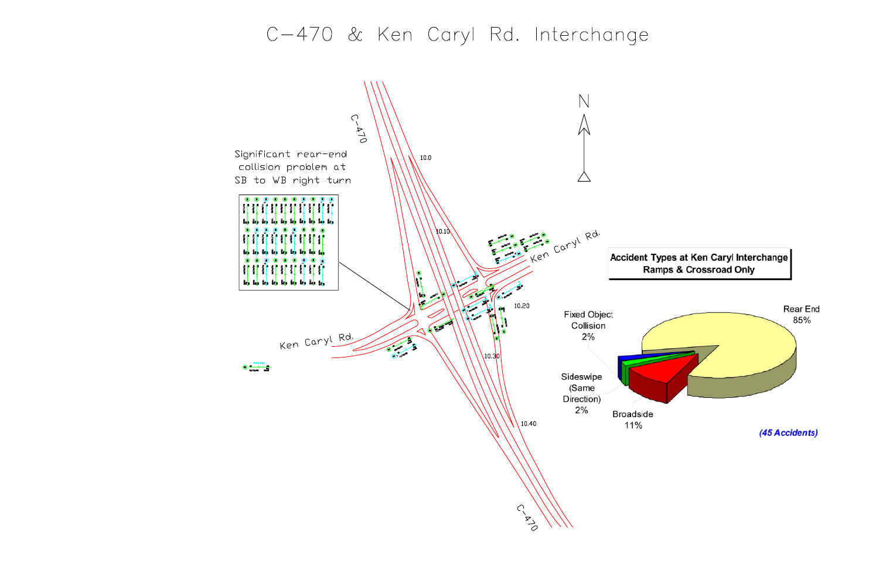# C−470 & Ken Caryl Rd. Interchange

C-470

10.0

N

Significant rear-end collision problem at SB to WB right turn

10.10

Ken Caryl Rd.

10.20

Ken Caryl Rd.

10.30

10.40

C-470

**Accident Types at Ken Caryl Interchange Ramps & Crossroad Only**

Rear End 85%

Fixed Object Collision 2%

Sideswipe (Same Direction) 2%

Broadside 11%

***(45 Accidents)***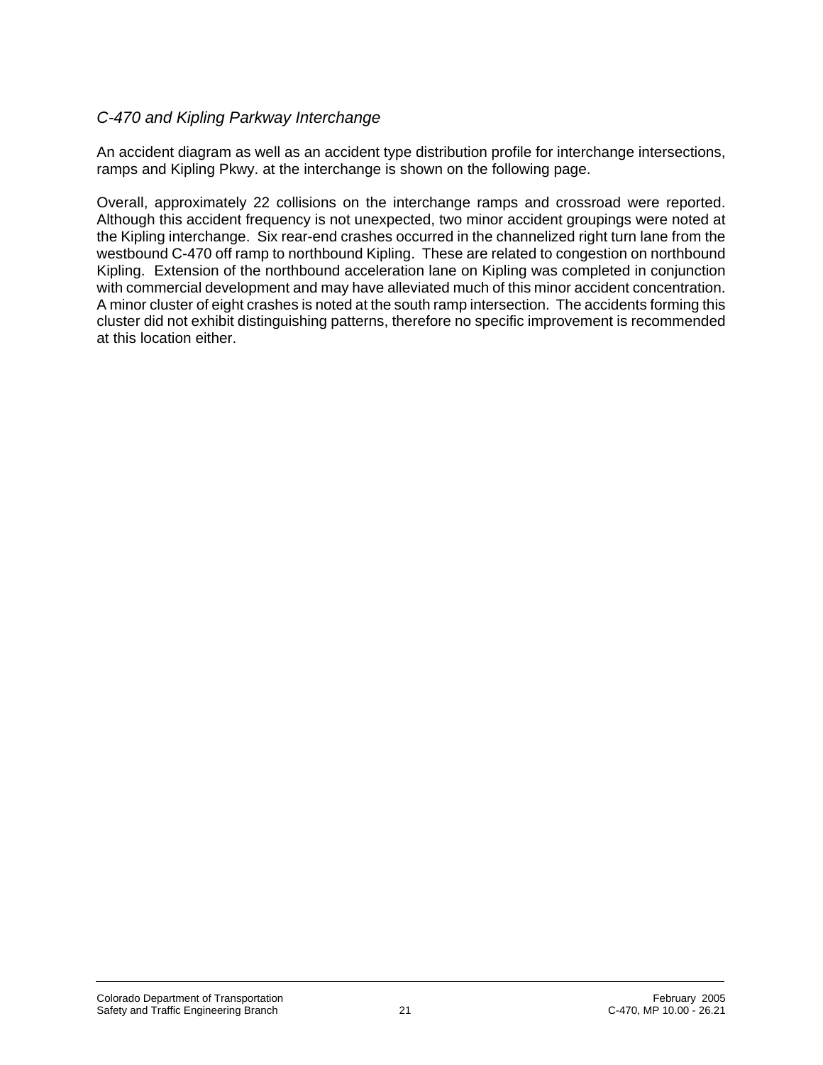### *C-470 and Kipling Parkway Interchange*

An accident diagram as well as an accident type distribution profile for interchange intersections, ramps and Kipling Pkwy. at the interchange is shown on the following page.

Overall, approximately 22 collisions on the interchange ramps and crossroad were reported. Although this accident frequency is not unexpected, two minor accident groupings were noted at the Kipling interchange. Six rear-end crashes occurred in the channelized right turn lane from the westbound C-470 off ramp to northbound Kipling. These are related to congestion on northbound Kipling. Extension of the northbound acceleration lane on Kipling was completed in conjunction with commercial development and may have alleviated much of this minor accident concentration. A minor cluster of eight crashes is noted at the south ramp intersection. The accidents forming this cluster did not exhibit distinguishing patterns, therefore no specific improvement is recommended at this location either.